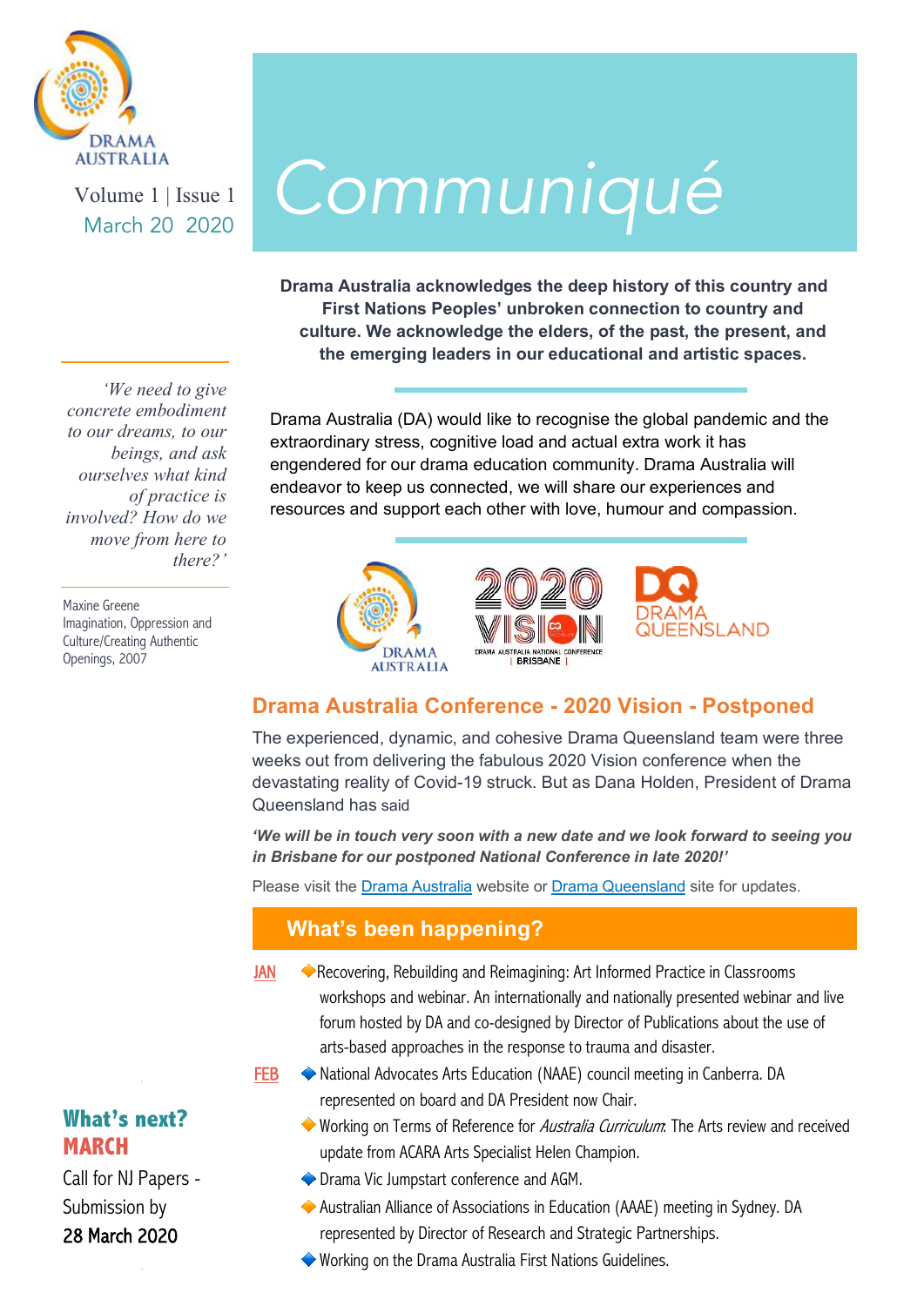DRAMA AUSTRALIA

Volume 1 | Issue 1
March 20 2020

# Communiqué

**Drama Australia acknowledges the deep history of this country and First Nations Peoples' unbroken connection to country and culture. We acknowledge the elders, of the past, the present, and the emerging leaders in our educational and artistic spaces.**

*'We need to give concrete embodiment to our dreams, to our beings, and ask ourselves what kind of practice is involved? How do we move from here to there?'*

Maxine Greene
Imagination, Oppression and Culture/Creating Authentic Openings, 2007

Drama Australia (DA) would like to recognise the global pandemic and the extraordinary stress, cognitive load and actual extra work it has engendered for our drama education community. Drama Australia will endeavor to keep us connected, we will share our experiences and resources and support each other with love, humour and compassion.

## Drama Australia Conference - 2020 Vision - Postponed

The experienced, dynamic, and cohesive Drama Queensland team were three weeks out from delivering the fabulous 2020 Vision conference when the devastating reality of Covid-19 struck. But as Dana Holden, President of Drama Queensland has said

***'We will be in touch very soon with a new date and we look forward to seeing you in Brisbane for our postponed National Conference in late 2020!'***

Please visit the Drama Australia website or Drama Queensland site for updates.

## What's been happening?

**JAN**

- Recovering, Rebuilding and Reimagining: Art Informed Practice in Classrooms workshops and webinar. An internationally and nationally presented webinar and live forum hosted by DA and co-designed by Director of Publications about the use of arts-based approaches in the response to trauma and disaster.

**FEB**

- National Advocates Arts Education (NAAE) council meeting in Canberra. DA represented on board and DA President now Chair.
- Working on Terms of Reference for *Australia Curriculum*: The Arts review and received update from ACARA Arts Specialist Helen Champion.
- Drama Vic Jumpstart conference and AGM.
- Australian Alliance of Associations in Education (AAAE) meeting in Sydney. DA represented by Director of Research and Strategic Partnerships.
- Working on the Drama Australia First Nations Guidelines.

## What's next?
## MARCH

Call for NJ Papers - Submission by 28 March 2020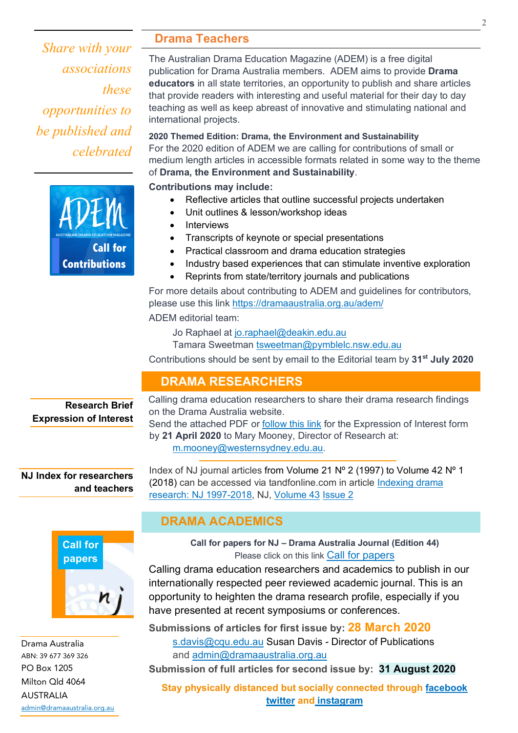*Share with your associations these opportunities to be published and celebrated*

## Drama Teachers

The Australian Drama Education Magazine (ADEM) is a free digital publication for Drama Australia members. ADEM aims to provide **Drama educators** in all state territories, an opportunity to publish and share articles that provide readers with interesting and useful material for their day to day teaching as well as keep abreast of innovative and stimulating national and international projects.

**2020 Themed Edition: Drama, the Environment and Sustainability**

For the 2020 edition of ADEM we are calling for contributions of small or medium length articles in accessible formats related in some way to the theme of **Drama, the Environment and Sustainability**.

**Contributions may include:**

- Reflective articles that outline successful projects undertaken
- Unit outlines & lesson/workshop ideas
- Interviews
- Transcripts of keynote or special presentations
- Practical classroom and drama education strategies
- Industry based experiences that can stimulate inventive exploration
- Reprints from state/territory journals and publications

For more details about contributing to ADEM and guidelines for contributors, please use this link https://dramaaustralia.org.au/adem/

ADEM editorial team:

Jo Raphael at jo.raphael@deakin.edu.au
Tamara Sweetman tsweetman@pymblelc.nsw.edu.au

Contributions should be sent by email to the Editorial team by **31st July 2020**

## DRAMA RESEARCHERS

**Research Brief Expression of Interest**

Calling drama education researchers to share their drama research findings on the Drama Australia website.
Send the attached PDF or follow this link for the Expression of Interest form by **21 April 2020** to Mary Mooney, Director of Research at:
m.mooney@westernsydney.edu.au.

**NJ Index for researchers and teachers**

Index of NJ journal articles from Volume 21 Nº 2 (1997) to Volume 42 Nº 1 (2018) can be accessed via tandfonline.com in article Indexing drama research: NJ 1997-2018, NJ, Volume 43 Issue 2

## DRAMA ACADEMICS

**Call for papers for NJ – Drama Australia Journal (Edition 44)**
Please click on this link Call for papers

Calling drama education researchers and academics to publish in our internationally respected peer reviewed academic journal. This is an opportunity to heighten the drama research profile, especially if you have presented at recent symposiums or conferences.

**Submissions of articles for first issue by: 28 March 2020**

s.davis@cqu.edu.au Susan Davis - Director of Publications
and admin@dramaaustralia.org.au

**Submission of full articles for second issue by: 31 August 2020**

**Stay physically distanced but socially connected through facebook twitter and instagram**

Drama Australia
ABN: 39 677 369 326
PO Box 1205
Milton Qld 4064
AUSTRALIA
admin@dramaaustralia.org.au